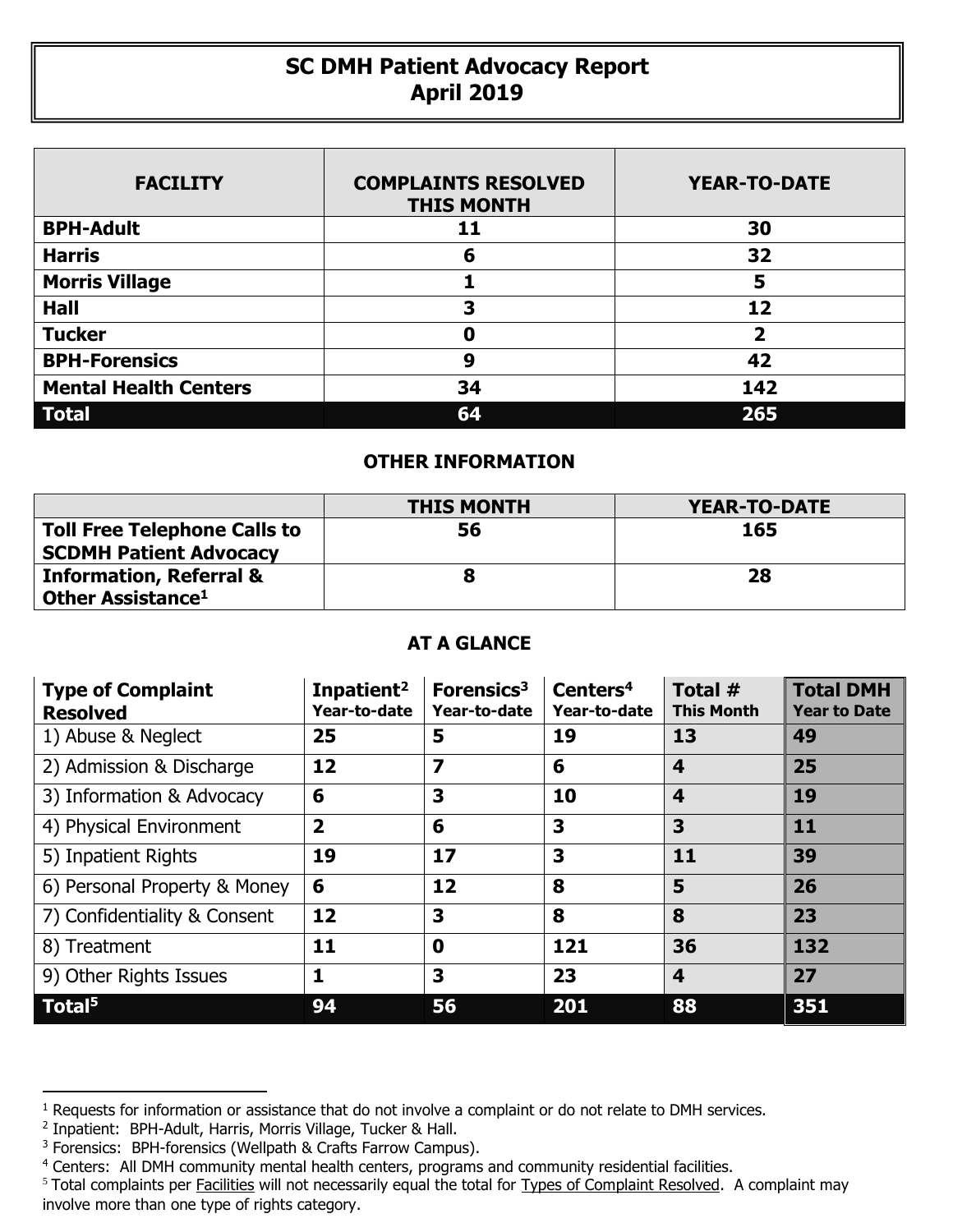# SC DMH Patient Advocacy Report
## April 2019

| FACILITY | COMPLAINTS RESOLVED THIS MONTH | YEAR-TO-DATE |
|---|---|---|
| **BPH-Adult** | 11 | 30 |
| **Harris** | 6 | 32 |
| **Morris Village** | 1 | 5 |
| **Hall** | 3 | 12 |
| **Tucker** | 0 | 2 |
| **BPH-Forensics** | 9 | 42 |
| **Mental Health Centers** | 34 | 142 |
| **Total** | **64** | **265** |

### OTHER INFORMATION

| | THIS MONTH | YEAR-TO-DATE |
|---|---|---|
| **Toll Free Telephone Calls to SCDMH Patient Advocacy** | 56 | 165 |
| **Information, Referral & Other Assistance[1]** | 8 | 28 |

### AT A GLANCE

| Type of Complaint Resolved | Inpatient[2] Year-to-date | Forensics[3] Year-to-date | Centers[4] Year-to-date | Total # This Month | Total DMH Year to Date |
|---|---|---|---|---|---|
| 1) Abuse & Neglect | 25 | 5 | 19 | 13 | 49 |
| 2) Admission & Discharge | 12 | 7 | 6 | 4 | 25 |
| 3) Information & Advocacy | 6 | 3 | 10 | 4 | 19 |
| 4) Physical Environment | 2 | 6 | 3 | 3 | 11 |
| 5) Inpatient Rights | 19 | 17 | 3 | 11 | 39 |
| 6) Personal Property & Money | 6 | 12 | 8 | 5 | 26 |
| 7) Confidentiality & Consent | 12 | 3 | 8 | 8 | 23 |
| 8) Treatment | 11 | 0 | 121 | 36 | 132 |
| 9) Other Rights Issues | 1 | 3 | 23 | 4 | 27 |
| **Total[5]** | **94** | **56** | **201** | **88** | **351** |

[1] Requests for information or assistance that do not involve a complaint or do not relate to DMH services.
[2] Inpatient: BPH-Adult, Harris, Morris Village, Tucker & Hall.
[3] Forensics: BPH-forensics (Wellpath & Crafts Farrow Campus).
[4] Centers: All DMH community mental health centers, programs and community residential facilities.
[5] Total complaints per Facilities will not necessarily equal the total for Types of Complaint Resolved. A complaint may involve more than one type of rights category.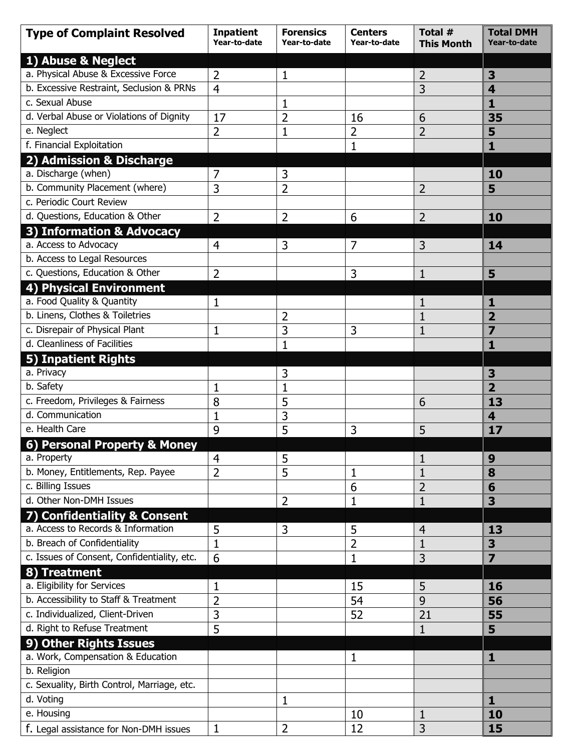| Type of Complaint Resolved | Inpatient Year-to-date | Forensics Year-to-date | Centers Year-to-date | Total # This Month | Total DMH Year-to-date |
|---|---|---|---|---|---|
| **1) Abuse & Neglect** | | | | | |
| a. Physical Abuse & Excessive Force | 2 | 1 | | 2 | **3** |
| b. Excessive Restraint, Seclusion & PRNs | 4 | | | 3 | **4** |
| c. Sexual Abuse | | 1 | | | **1** |
| d. Verbal Abuse or Violations of Dignity | 17 | 2 | 16 | 6 | **35** |
| e. Neglect | 2 | 1 | 2 | 2 | **5** |
| f. Financial Exploitation | | | 1 | | **1** |
| **2) Admission & Discharge** | | | | | |
| a. Discharge (when) | 7 | 3 | | | **10** |
| b. Community Placement (where) | 3 | 2 | | 2 | **5** |
| c. Periodic Court Review | | | | | |
| d. Questions, Education & Other | 2 | 2 | 6 | 2 | **10** |
| **3) Information & Advocacy** | | | | | |
| a. Access to Advocacy | 4 | 3 | 7 | 3 | **14** |
| b. Access to Legal Resources | | | | | |
| c. Questions, Education & Other | 2 | | 3 | 1 | **5** |
| **4) Physical Environment** | | | | | |
| a. Food Quality & Quantity | 1 | | | 1 | **1** |
| b. Linens, Clothes & Toiletries | | 2 | | 1 | **2** |
| c. Disrepair of Physical Plant | 1 | 3 | 3 | 1 | **7** |
| d. Cleanliness of Facilities | | 1 | | | **1** |
| **5) Inpatient Rights** | | | | | |
| a. Privacy | | 3 | | | **3** |
| b. Safety | 1 | 1 | | | **2** |
| c. Freedom, Privileges & Fairness | 8 | 5 | | 6 | **13** |
| d. Communication | 1 | 3 | | | **4** |
| e. Health Care | 9 | 5 | 3 | 5 | **17** |
| **6) Personal Property & Money** | | | | | |
| a. Property | 4 | 5 | | 1 | **9** |
| b. Money, Entitlements, Rep. Payee | 2 | 5 | 1 | 1 | **8** |
| c. Billing Issues | | | 6 | 2 | **6** |
| d. Other Non-DMH Issues | | 2 | 1 | 1 | **3** |
| **7) Confidentiality & Consent** | | | | | |
| a. Access to Records & Information | 5 | 3 | 5 | 4 | **13** |
| b. Breach of Confidentiality | 1 | | 2 | 1 | **3** |
| c. Issues of Consent, Confidentiality, etc. | 6 | | 1 | 3 | **7** |
| **8) Treatment** | | | | | |
| a. Eligibility for Services | 1 | | 15 | 5 | **16** |
| b. Accessibility to Staff & Treatment | 2 | | 54 | 9 | **56** |
| c. Individualized, Client-Driven | 3 | | 52 | 21 | **55** |
| d. Right to Refuse Treatment | 5 | | | 1 | **5** |
| **9) Other Rights Issues** | | | | | |
| a. Work, Compensation & Education | | | 1 | | **1** |
| b. Religion | | | | | |
| c. Sexuality, Birth Control, Marriage, etc. | | | | | |
| d. Voting | | 1 | | | **1** |
| e. Housing | | | 10 | 1 | **10** |
| f. Legal assistance for Non-DMH issues | 1 | 2 | 12 | 3 | **15** |